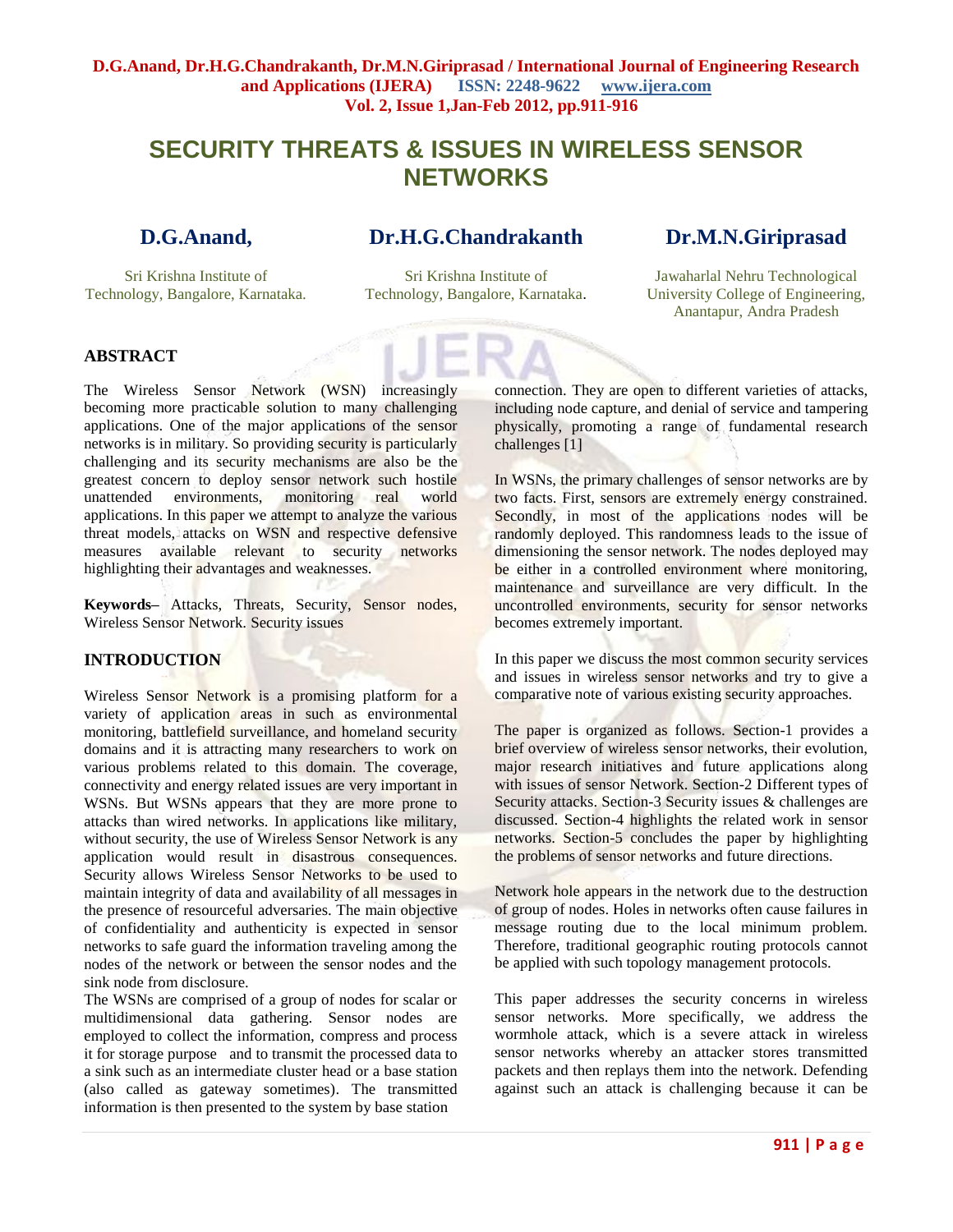# SECURITY THREATS & ISSUES IN WIRELESS SENSOR NETWORKS

**D.G.Anand,**
Sri Krishna Institute of Technology, Bangalore, Karnataka.

**Dr.H.G.Chandrakanth**
Sri Krishna Institute of Technology, Bangalore, Karnataka.

**Dr.M.N.Giriprasad**
Jawaharlal Nehru Technological University College of Engineering, Anantapur, Andra Pradesh

## ABSTRACT

The Wireless Sensor Network (WSN) increasingly becoming more practicable solution to many challenging applications. One of the major applications of the sensor networks is in military. So providing security is particularly challenging and its security mechanisms are also be the greatest concern to deploy sensor network such hostile unattended environments, monitoring real world applications. In this paper we attempt to analyze the various threat models, attacks on WSN and respective defensive measures available relevant to security networks highlighting their advantages and weaknesses.

**Keywords–** Attacks, Threats, Security, Sensor nodes, Wireless Sensor Network. Security issues

## INTRODUCTION

Wireless Sensor Network is a promising platform for a variety of application areas in such as environmental monitoring, battlefield surveillance, and homeland security domains and it is attracting many researchers to work on various problems related to this domain. The coverage, connectivity and energy related issues are very important in WSNs. But WSNs appears that they are more prone to attacks than wired networks. In applications like military, without security, the use of Wireless Sensor Network is any application would result in disastrous consequences. Security allows Wireless Sensor Networks to be used to maintain integrity of data and availability of all messages in the presence of resourceful adversaries. The main objective of confidentiality and authenticity is expected in sensor networks to safe guard the information traveling among the nodes of the network or between the sensor nodes and the sink node from disclosure.

The WSNs are comprised of a group of nodes for scalar or multidimensional data gathering. Sensor nodes are employed to collect the information, compress and process it for storage purpose and to transmit the processed data to a sink such as an intermediate cluster head or a base station (also called as gateway sometimes). The transmitted information is then presented to the system by base station connection. They are open to different varieties of attacks, including node capture, and denial of service and tampering physically, promoting a range of fundamental research challenges [1]

In WSNs, the primary challenges of sensor networks are by two facts. First, sensors are extremely energy constrained. Secondly, in most of the applications nodes will be randomly deployed. This randomness leads to the issue of dimensioning the sensor network. The nodes deployed may be either in a controlled environment where monitoring, maintenance and surveillance are very difficult. In the uncontrolled environments, security for sensor networks becomes extremely important.

In this paper we discuss the most common security services and issues in wireless sensor networks and try to give a comparative note of various existing security approaches.

The paper is organized as follows. Section-1 provides a brief overview of wireless sensor networks, their evolution, major research initiatives and future applications along with issues of sensor Network. Section-2 Different types of Security attacks. Section-3 Security issues & challenges are discussed. Section-4 highlights the related work in sensor networks. Section-5 concludes the paper by highlighting the problems of sensor networks and future directions.

Network hole appears in the network due to the destruction of group of nodes. Holes in networks often cause failures in message routing due to the local minimum problem. Therefore, traditional geographic routing protocols cannot be applied with such topology management protocols.

This paper addresses the security concerns in wireless sensor networks. More specifically, we address the wormhole attack, which is a severe attack in wireless sensor networks whereby an attacker stores transmitted packets and then replays them into the network. Defending against such an attack is challenging because it can be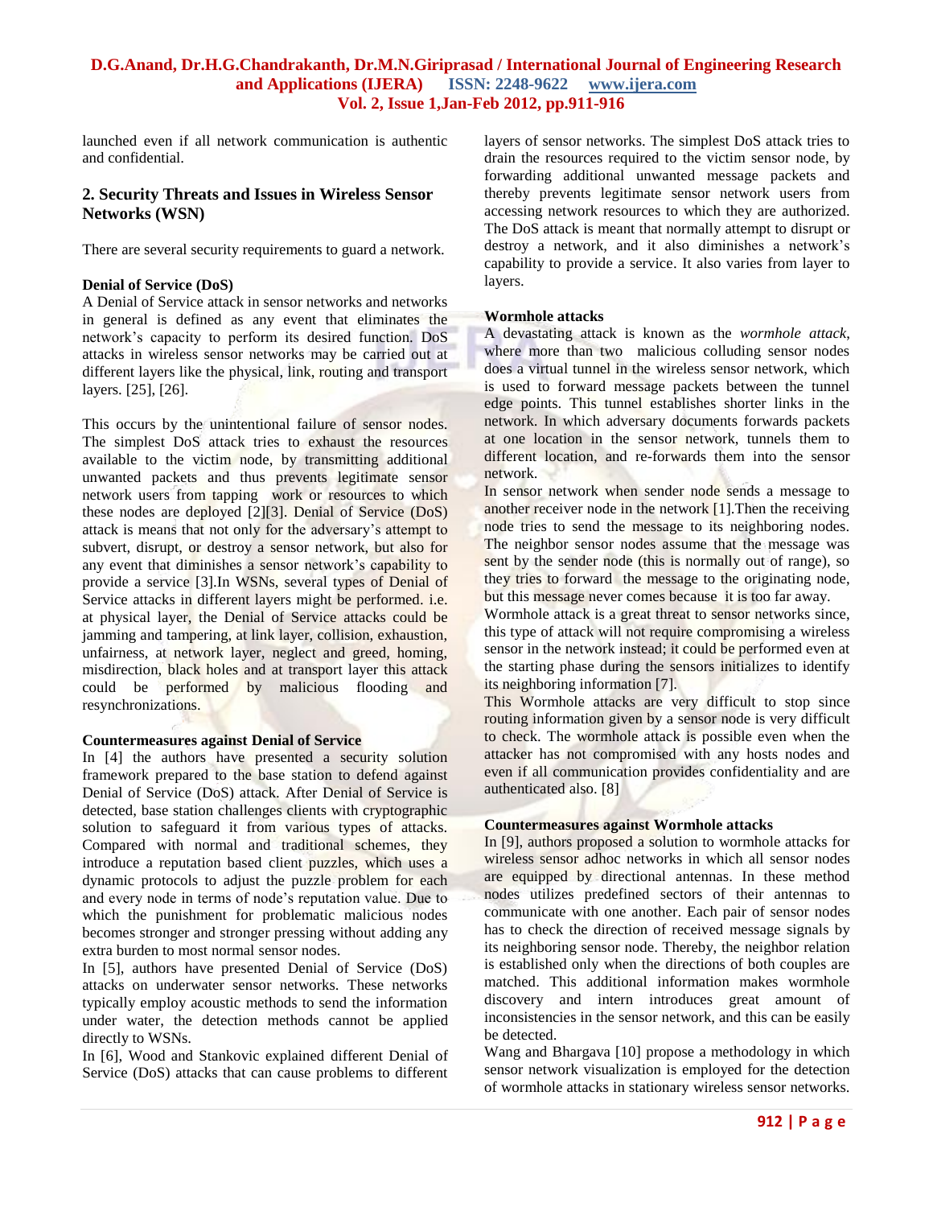launched even if all network communication is authentic and confidential.

## 2. Security Threats and Issues in Wireless Sensor Networks (WSN)

There are several security requirements to guard a network.

**Denial of Service (DoS)**

A Denial of Service attack in sensor networks and networks in general is defined as any event that eliminates the network's capacity to perform its desired function. DoS attacks in wireless sensor networks may be carried out at different layers like the physical, link, routing and transport layers. [25], [26].

This occurs by the unintentional failure of sensor nodes. The simplest DoS attack tries to exhaust the resources available to the victim node, by transmitting additional unwanted packets and thus prevents legitimate sensor network users from tapping work or resources to which these nodes are deployed [2][3]. Denial of Service (DoS) attack is means that not only for the adversary's attempt to subvert, disrupt, or destroy a sensor network, but also for any event that diminishes a sensor network's capability to provide a service [3].In WSNs, several types of Denial of Service attacks in different layers might be performed. i.e. at physical layer, the Denial of Service attacks could be jamming and tampering, at link layer, collision, exhaustion, unfairness, at network layer, neglect and greed, homing, misdirection, black holes and at transport layer this attack could be performed by malicious flooding and resynchronizations.

**Countermeasures against Denial of Service**

In [4] the authors have presented a security solution framework prepared to the base station to defend against Denial of Service (DoS) attack. After Denial of Service is detected, base station challenges clients with cryptographic solution to safeguard it from various types of attacks. Compared with normal and traditional schemes, they introduce a reputation based client puzzles, which uses a dynamic protocols to adjust the puzzle problem for each and every node in terms of node's reputation value. Due to which the punishment for problematic malicious nodes becomes stronger and stronger pressing without adding any extra burden to most normal sensor nodes.

In [5], authors have presented Denial of Service (DoS) attacks on underwater sensor networks. These networks typically employ acoustic methods to send the information under water, the detection methods cannot be applied directly to WSNs.

In [6], Wood and Stankovic explained different Denial of Service (DoS) attacks that can cause problems to different layers of sensor networks. The simplest DoS attack tries to drain the resources required to the victim sensor node, by forwarding additional unwanted message packets and thereby prevents legitimate sensor network users from accessing network resources to which they are authorized. The DoS attack is meant that normally attempt to disrupt or destroy a network, and it also diminishes a network's capability to provide a service. It also varies from layer to layers.

**Wormhole attacks**

A devastating attack is known as the *wormhole attack*, where more than two malicious colluding sensor nodes does a virtual tunnel in the wireless sensor network, which is used to forward message packets between the tunnel edge points. This tunnel establishes shorter links in the network. In which adversary documents forwards packets at one location in the sensor network, tunnels them to different location, and re-forwards them into the sensor network.

In sensor network when sender node sends a message to another receiver node in the network [1].Then the receiving node tries to send the message to its neighboring nodes. The neighbor sensor nodes assume that the message was sent by the sender node (this is normally out of range), so they tries to forward the message to the originating node, but this message never comes because it is too far away.

Wormhole attack is a great threat to sensor networks since, this type of attack will not require compromising a wireless sensor in the network instead; it could be performed even at the starting phase during the sensors initializes to identify its neighboring information [7].

This Wormhole attacks are very difficult to stop since routing information given by a sensor node is very difficult to check. The wormhole attack is possible even when the attacker has not compromised with any hosts nodes and even if all communication provides confidentiality and are authenticated also. [8]

**Countermeasures against Wormhole attacks**

In [9], authors proposed a solution to wormhole attacks for wireless sensor adhoc networks in which all sensor nodes are equipped by directional antennas. In these method nodes utilizes predefined sectors of their antennas to communicate with one another. Each pair of sensor nodes has to check the direction of received message signals by its neighboring sensor node. Thereby, the neighbor relation is established only when the directions of both couples are matched. This additional information makes wormhole discovery and intern introduces great amount of inconsistencies in the sensor network, and this can be easily be detected.

Wang and Bhargava [10] propose a methodology in which sensor network visualization is employed for the detection of wormhole attacks in stationary wireless sensor networks.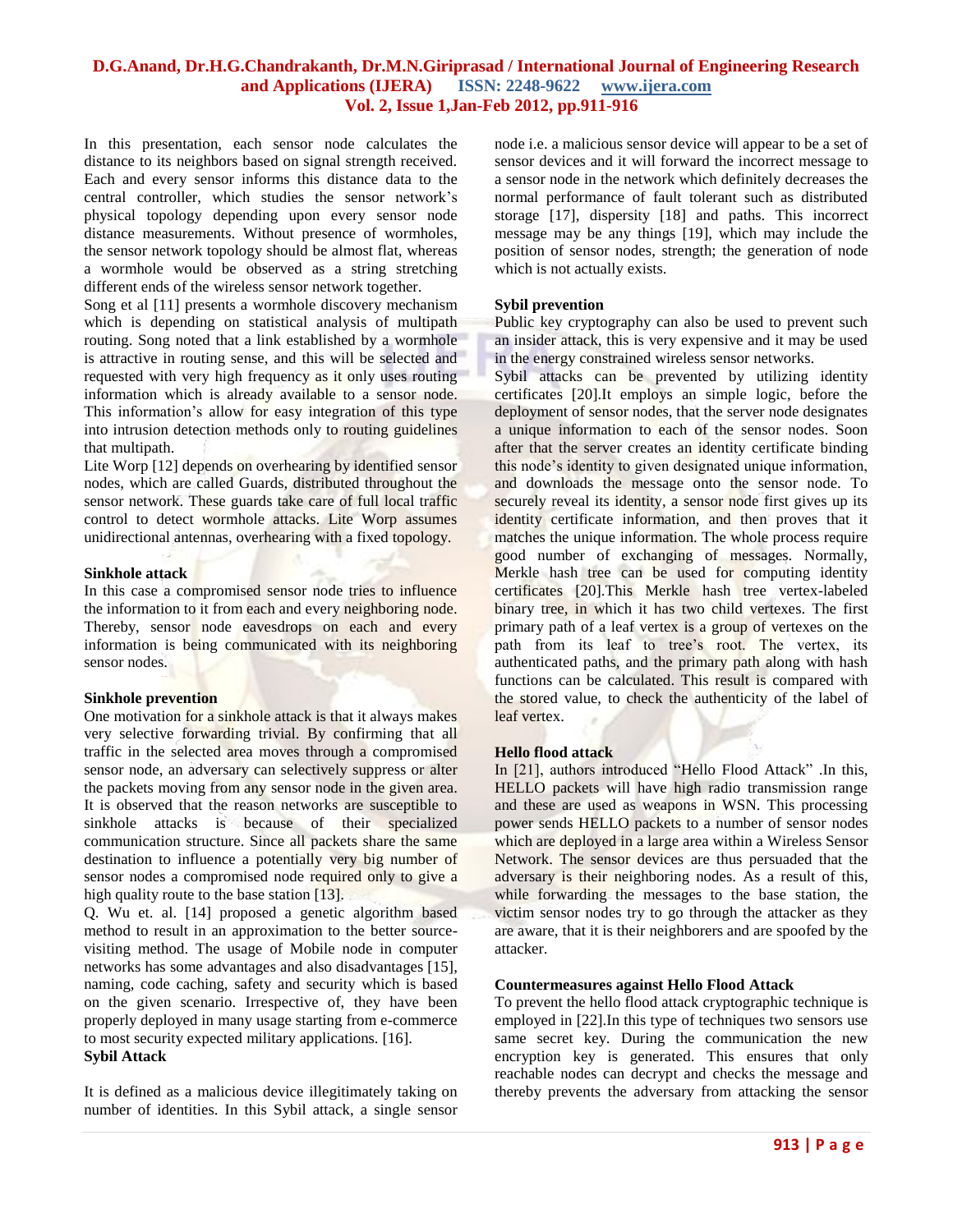In this presentation, each sensor node calculates the distance to its neighbors based on signal strength received. Each and every sensor informs this distance data to the central controller, which studies the sensor network's physical topology depending upon every sensor node distance measurements. Without presence of wormholes, the sensor network topology should be almost flat, whereas a wormhole would be observed as a string stretching different ends of the wireless sensor network together.

Song et al [11] presents a wormhole discovery mechanism which is depending on statistical analysis of multipath routing. Song noted that a link established by a wormhole is attractive in routing sense, and this will be selected and requested with very high frequency as it only uses routing information which is already available to a sensor node. This information's allow for easy integration of this type into intrusion detection methods only to routing guidelines that multipath.

Lite Worp [12] depends on overhearing by identified sensor nodes, which are called Guards, distributed throughout the sensor network. These guards take care of full local traffic control to detect wormhole attacks. Lite Worp assumes unidirectional antennas, overhearing with a fixed topology.

**Sinkhole attack**

In this case a compromised sensor node tries to influence the information to it from each and every neighboring node. Thereby, sensor node eavesdrops on each and every information is being communicated with its neighboring sensor nodes.

**Sinkhole prevention**

One motivation for a sinkhole attack is that it always makes very selective forwarding trivial. By confirming that all traffic in the selected area moves through a compromised sensor node, an adversary can selectively suppress or alter the packets moving from any sensor node in the given area. It is observed that the reason networks are susceptible to sinkhole attacks is because of their specialized communication structure. Since all packets share the same destination to influence a potentially very big number of sensor nodes a compromised node required only to give a high quality route to the base station [13].

Q. Wu et. al. [14] proposed a genetic algorithm based method to result in an approximation to the better source-visiting method. The usage of Mobile node in computer networks has some advantages and also disadvantages [15], naming, code caching, safety and security which is based on the given scenario. Irrespective of, they have been properly deployed in many usage starting from e-commerce to most security expected military applications. [16].

**Sybil Attack**

It is defined as a malicious device illegitimately taking on number of identities. In this Sybil attack, a single sensor node i.e. a malicious sensor device will appear to be a set of sensor devices and it will forward the incorrect message to a sensor node in the network which definitely decreases the normal performance of fault tolerant such as distributed storage [17], dispersity [18] and paths. This incorrect message may be any things [19], which may include the position of sensor nodes, strength; the generation of node which is not actually exists.

**Sybil prevention**

Public key cryptography can also be used to prevent such an insider attack, this is very expensive and it may be used in the energy constrained wireless sensor networks.

Sybil attacks can be prevented by utilizing identity certificates [20].It employs an simple logic, before the deployment of sensor nodes, that the server node designates a unique information to each of the sensor nodes. Soon after that the server creates an identity certificate binding this node's identity to given designated unique information, and downloads the message onto the sensor node. To securely reveal its identity, a sensor node first gives up its identity certificate information, and then proves that it matches the unique information. The whole process require good number of exchanging of messages. Normally, Merkle hash tree can be used for computing identity certificates [20].This Merkle hash tree vertex-labeled binary tree, in which it has two child vertexes. The first primary path of a leaf vertex is a group of vertexes on the path from its leaf to tree's root. The vertex, its authenticated paths, and the primary path along with hash functions can be calculated. This result is compared with the stored value, to check the authenticity of the label of leaf vertex.

**Hello flood attack**

In [21], authors introduced "Hello Flood Attack" .In this, HELLO packets will have high radio transmission range and these are used as weapons in WSN. This processing power sends HELLO packets to a number of sensor nodes which are deployed in a large area within a Wireless Sensor Network. The sensor devices are thus persuaded that the adversary is their neighboring nodes. As a result of this, while forwarding the messages to the base station, the victim sensor nodes try to go through the attacker as they are aware, that it is their neighborers and are spoofed by the attacker.

**Countermeasures against Hello Flood Attack**

To prevent the hello flood attack cryptographic technique is employed in [22].In this type of techniques two sensors use same secret key. During the communication the new encryption key is generated. This ensures that only reachable nodes can decrypt and checks the message and thereby prevents the adversary from attacking the sensor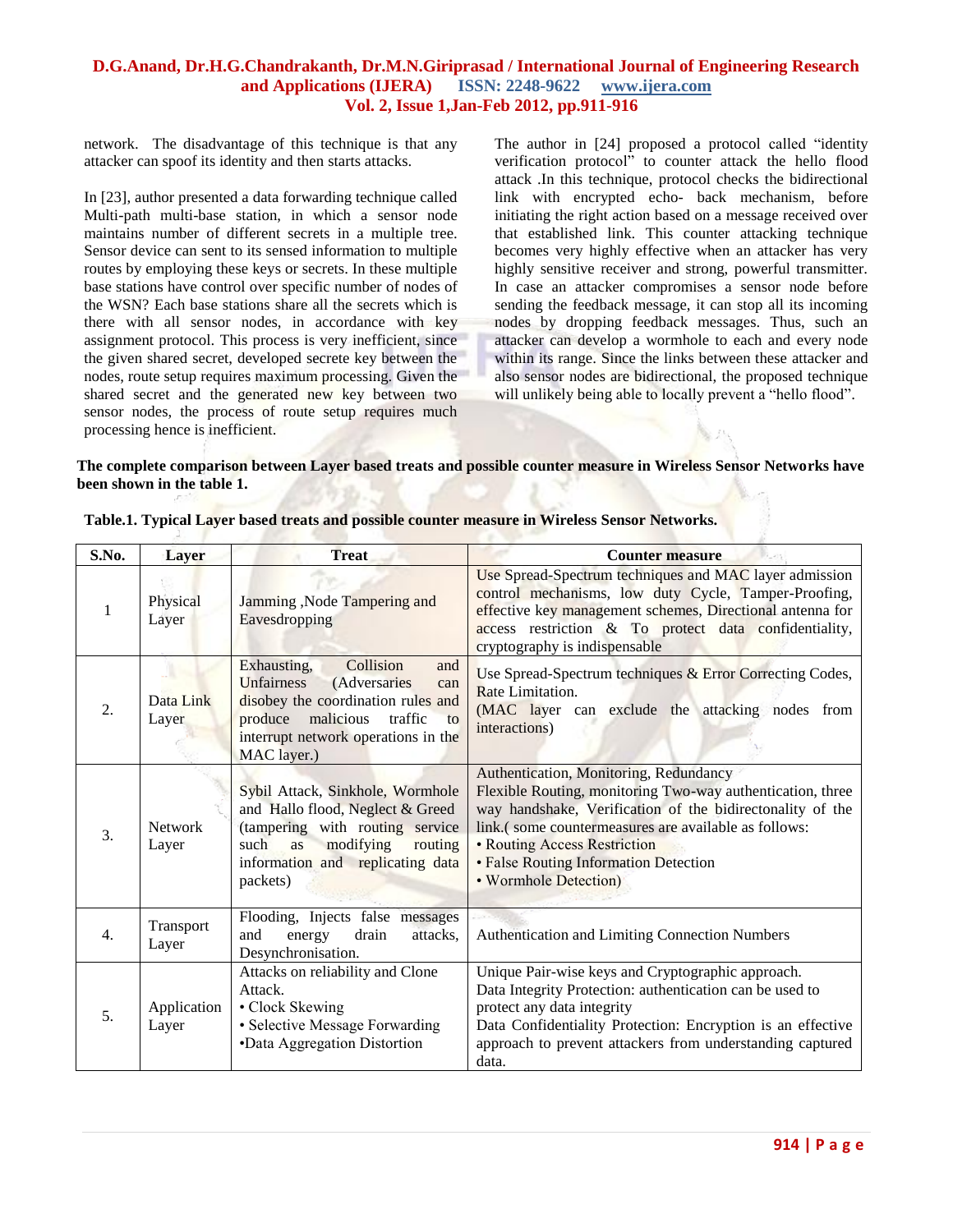network. The disadvantage of this technique is that any attacker can spoof its identity and then starts attacks.

In [23], author presented a data forwarding technique called Multi-path multi-base station, in which a sensor node maintains number of different secrets in a multiple tree. Sensor device can sent to its sensed information to multiple routes by employing these keys or secrets. In these multiple base stations have control over specific number of nodes of the WSN? Each base stations share all the secrets which is there with all sensor nodes, in accordance with key assignment protocol. This process is very inefficient, since the given shared secret, developed secrete key between the nodes, route setup requires maximum processing. Given the shared secret and the generated new key between two sensor nodes, the process of route setup requires much processing hence is inefficient.

The author in [24] proposed a protocol called "identity verification protocol" to counter attack the hello flood attack .In this technique, protocol checks the bidirectional link with encrypted echo- back mechanism, before initiating the right action based on a message received over that established link. This counter attacking technique becomes very highly effective when an attacker has very highly sensitive receiver and strong, powerful transmitter. In case an attacker compromises a sensor node before sending the feedback message, it can stop all its incoming nodes by dropping feedback messages. Thus, such an attacker can develop a wormhole to each and every node within its range. Since the links between these attacker and also sensor nodes are bidirectional, the proposed technique will unlikely being able to locally prevent a "hello flood".

**The complete comparison between Layer based treats and possible counter measure in Wireless Sensor Networks have been shown in the table 1.**

**Table.1. Typical Layer based treats and possible counter measure in Wireless Sensor Networks.**

| S.No. | Layer | Treat | Counter measure |
|---|---|---|---|
| 1 | Physical Layer | Jamming ,Node Tampering and Eavesdropping | Use Spread-Spectrum techniques and MAC layer admission control mechanisms, low duty Cycle, Tamper-Proofing, effective key management schemes, Directional antenna for access restriction & To protect data confidentiality, cryptography is indispensable |
| 2. | Data Link Layer | Exhausting, Collision and Unfairness (Adversaries can disobey the coordination rules and produce malicious traffic to interrupt network operations in the MAC layer.) | Use Spread-Spectrum techniques & Error Correcting Codes, Rate Limitation.<br>(MAC layer can exclude the attacking nodes from interactions) |
| 3. | Network Layer | Sybil Attack, Sinkhole, Wormhole and Hallo flood, Neglect & Greed (tampering with routing service such as modifying routing information and replicating data packets) | Authentication, Monitoring, Redundancy<br>Flexible Routing, monitoring Two-way authentication, three way handshake, Verification of the bidirectonality of the link.( some countermeasures are available as follows:<br>• Routing Access Restriction<br>• False Routing Information Detection<br>• Wormhole Detection) |
| 4. | Transport Layer | Flooding, Injects false messages and energy drain attacks, Desynchronisation. | Authentication and Limiting Connection Numbers |
| 5. | Application Layer | Attacks on reliability and Clone Attack.<br>• Clock Skewing<br>• Selective Message Forwarding<br>•Data Aggregation Distortion | Unique Pair-wise keys and Cryptographic approach.<br>Data Integrity Protection: authentication can be used to protect any data integrity<br>Data Confidentiality Protection: Encryption is an effective approach to prevent attackers from understanding captured data. |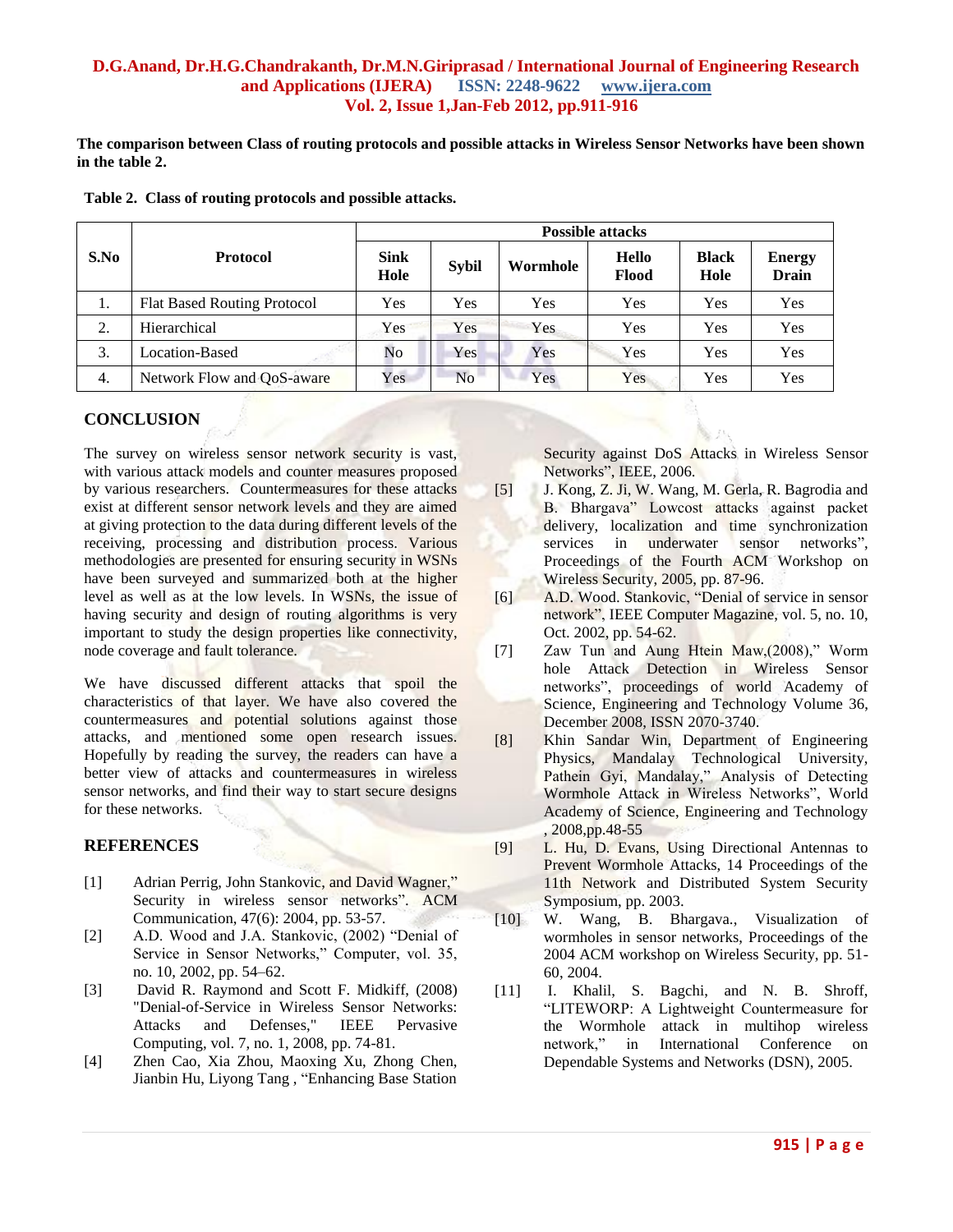**The comparison between Class of routing protocols and possible attacks in Wireless Sensor Networks have been shown in the table 2.**

**Table 2. Class of routing protocols and possible attacks.**

| S.No | Protocol | Possible attacks | | | | | |
|---|---|---|---|---|---|---|---|
| | | Sink Hole | Sybil | Wormhole | Hello Flood | Black Hole | Energy Drain |
| 1. | Flat Based Routing Protocol | Yes | Yes | Yes | Yes | Yes | Yes |
| 2. | Hierarchical | Yes | Yes | Yes | Yes | Yes | Yes |
| 3. | Location-Based | No | Yes | Yes | Yes | Yes | Yes |
| 4. | Network Flow and QoS-aware | Yes | No | Yes | Yes | Yes | Yes |

## CONCLUSION

The survey on wireless sensor network security is vast, with various attack models and counter measures proposed by various researchers. Countermeasures for these attacks exist at different sensor network levels and they are aimed at giving protection to the data during different levels of the receiving, processing and distribution process. Various methodologies are presented for ensuring security in WSNs have been surveyed and summarized both at the higher level as well as at the low levels. In WSNs, the issue of having security and design of routing algorithms is very important to study the design properties like connectivity, node coverage and fault tolerance.

We have discussed different attacks that spoil the characteristics of that layer. We have also covered the countermeasures and potential solutions against those attacks, and mentioned some open research issues. Hopefully by reading the survey, the readers can have a better view of attacks and countermeasures in wireless sensor networks, and find their way to start secure designs for these networks.

## REFERENCES

[1] Adrian Perrig, John Stankovic, and David Wagner," Security in wireless sensor networks". ACM Communication, 47(6): 2004, pp. 53-57.

[2] A.D. Wood and J.A. Stankovic, (2002) "Denial of Service in Sensor Networks," Computer, vol. 35, no. 10, 2002, pp. 54–62.

[3] David R. Raymond and Scott F. Midkiff, (2008) "Denial-of-Service in Wireless Sensor Networks: Attacks and Defenses," IEEE Pervasive Computing, vol. 7, no. 1, 2008, pp. 74-81.

[4] Zhen Cao, Xia Zhou, Maoxing Xu, Zhong Chen, Jianbin Hu, Liyong Tang , "Enhancing Base Station Security against DoS Attacks in Wireless Sensor Networks", IEEE, 2006.

[5] J. Kong, Z. Ji, W. Wang, M. Gerla, R. Bagrodia and B. Bhargava" Lowcost attacks against packet delivery, localization and time synchronization services in underwater sensor networks", Proceedings of the Fourth ACM Workshop on Wireless Security, 2005, pp. 87-96.

[6] A.D. Wood. Stankovic, "Denial of service in sensor network", IEEE Computer Magazine, vol. 5, no. 10, Oct. 2002, pp. 54-62.

[7] Zaw Tun and Aung Htein Maw,(2008)," Worm hole Attack Detection in Wireless Sensor networks", proceedings of world Academy of Science, Engineering and Technology Volume 36, December 2008, ISSN 2070-3740.

[8] Khin Sandar Win, Department of Engineering Physics, Mandalay Technological University, Pathein Gyi, Mandalay," Analysis of Detecting Wormhole Attack in Wireless Networks", World Academy of Science, Engineering and Technology , 2008,pp.48-55

[9] L. Hu, D. Evans, Using Directional Antennas to Prevent Wormhole Attacks, 14 Proceedings of the 11th Network and Distributed System Security Symposium, pp. 2003.

[10] W. Wang, B. Bhargava., Visualization of wormholes in sensor networks, Proceedings of the 2004 ACM workshop on Wireless Security, pp. 51-60, 2004.

[11] I. Khalil, S. Bagchi, and N. B. Shroff, "LITEWORP: A Lightweight Countermeasure for the Wormhole attack in multihop wireless network," in International Conference on Dependable Systems and Networks (DSN), 2005.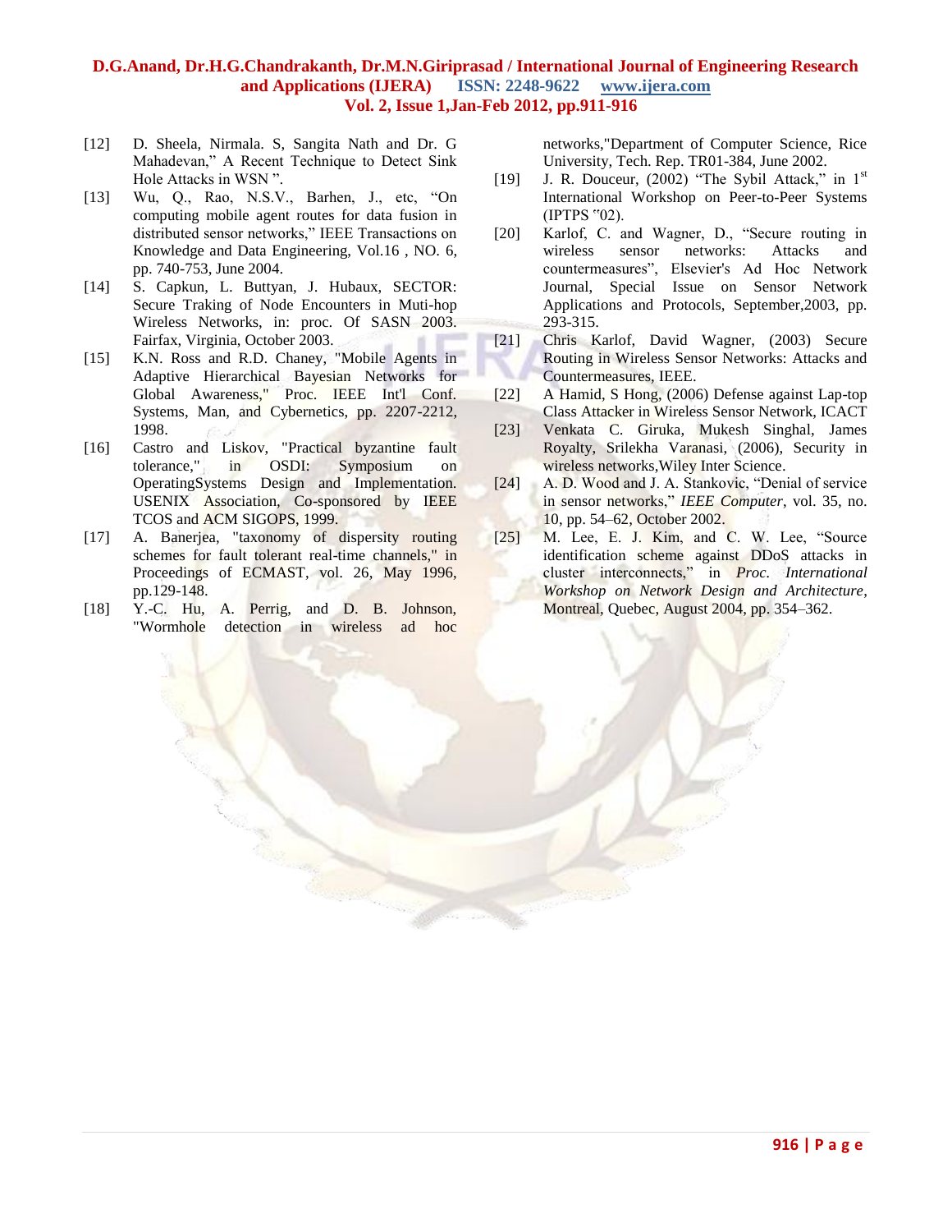[12] D. Sheela, Nirmala. S, Sangita Nath and Dr. G Mahadevan," A Recent Technique to Detect Sink Hole Attacks in WSN ".

[13] Wu, Q., Rao, N.S.V., Barhen, J., etc, "On computing mobile agent routes for data fusion in distributed sensor networks," IEEE Transactions on Knowledge and Data Engineering, Vol.16 , NO. 6, pp. 740-753, June 2004.

[14] S. Capkun, L. Buttyan, J. Hubaux, SECTOR: Secure Traking of Node Encounters in Muti-hop Wireless Networks, in: proc. Of SASN 2003. Fairfax, Virginia, October 2003.

[15] K.N. Ross and R.D. Chaney, "Mobile Agents in Adaptive Hierarchical Bayesian Networks for Global Awareness," Proc. IEEE Int'l Conf. Systems, Man, and Cybernetics, pp. 2207-2212, 1998.

[16] Castro and Liskov, "Practical byzantine fault tolerance," in OSDI: Symposium on OperatingSystems Design and Implementation. USENIX Association, Co-sponsored by IEEE TCOS and ACM SIGOPS, 1999.

[17] A. Banerjea, "taxonomy of dispersity routing schemes for fault tolerant real-time channels," in Proceedings of ECMAST, vol. 26, May 1996, pp.129-148.

[18] Y.-C. Hu, A. Perrig, and D. B. Johnson, "Wormhole detection in wireless ad hoc networks,"Department of Computer Science, Rice University, Tech. Rep. TR01-384, June 2002.

[19] J. R. Douceur, (2002) "The Sybil Attack," in 1st International Workshop on Peer-to-Peer Systems (IPTPS "02).

[20] Karlof, C. and Wagner, D., "Secure routing in wireless sensor networks: Attacks and countermeasures", Elsevier's Ad Hoc Network Journal, Special Issue on Sensor Network Applications and Protocols, September,2003, pp. 293-315.

[21] Chris Karlof, David Wagner, (2003) Secure Routing in Wireless Sensor Networks: Attacks and Countermeasures, IEEE.

[22] A Hamid, S Hong, (2006) Defense against Lap-top Class Attacker in Wireless Sensor Network, ICACT

[23] Venkata C. Giruka, Mukesh Singhal, James Royalty, Srilekha Varanasi, (2006), Security in wireless networks,Wiley Inter Science.

[24] A. D. Wood and J. A. Stankovic, "Denial of service in sensor networks," *IEEE Computer*, vol. 35, no. 10, pp. 54–62, October 2002.

[25] M. Lee, E. J. Kim, and C. W. Lee, "Source identification scheme against DDoS attacks in cluster interconnects," in *Proc. International Workshop on Network Design and Architecture*, Montreal, Quebec, August 2004, pp. 354–362.